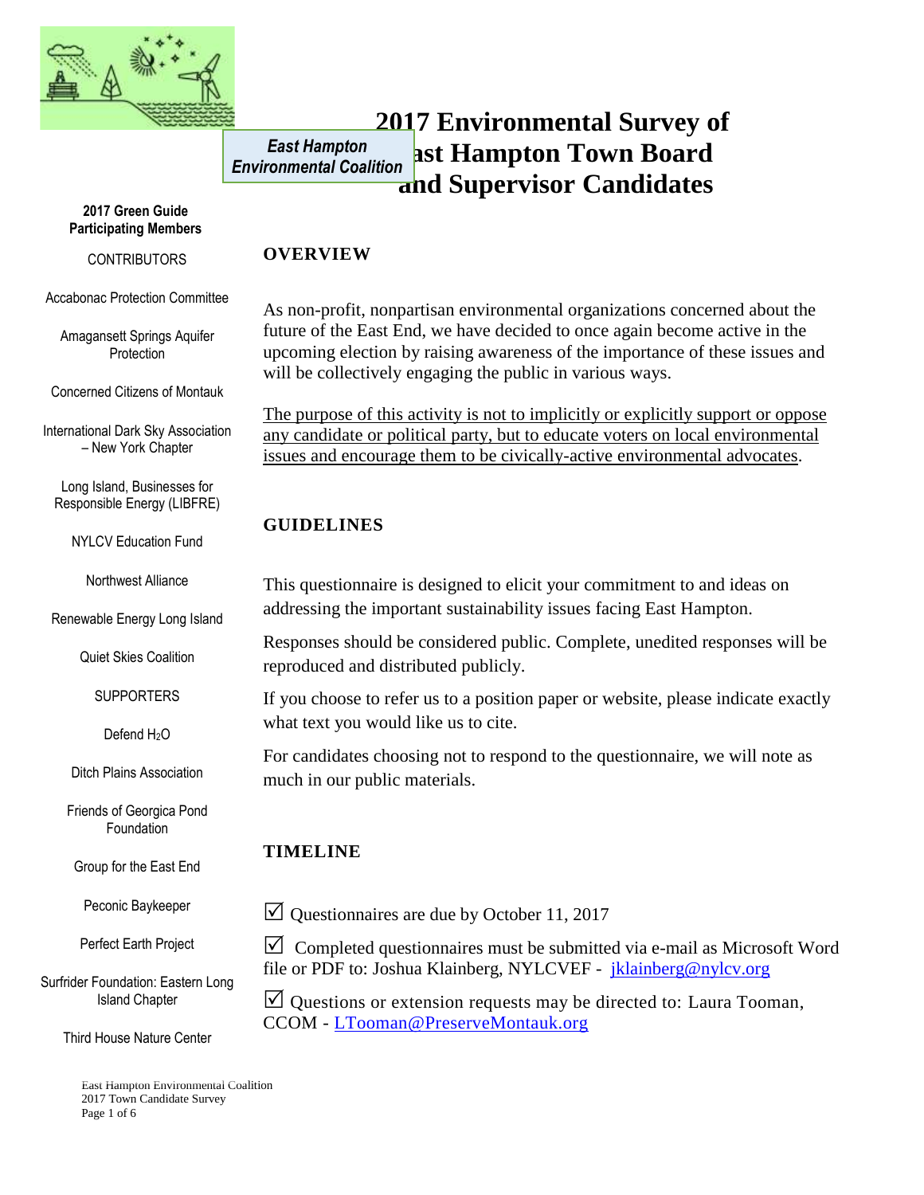East Hampton Environmental Coalition

# 2017 Environmental Survey of East Hampton Town Board and Supervisor Candidates

**2017 Green Guide Participating Members**

CONTRIBUTORS

Accabonac Protection Committee

Amagansett Springs Aquifer Protection

Concerned Citizens of Montauk

International Dark Sky Association – New York Chapter

Long Island, Businesses for Responsible Energy (LIBFRE)

NYLCV Education Fund

Northwest Alliance

Renewable Energy Long Island

Quiet Skies Coalition

SUPPORTERS

Defend $H_2O$

Ditch Plains Association

Friends of Georgica Pond Foundation

Group for the East End

Peconic Baykeeper

Perfect Earth Project

Surfrider Foundation: Eastern Long Island Chapter

Third House Nature Center

## OVERVIEW

As non-profit, nonpartisan environmental organizations concerned about the future of the East End, we have decided to once again become active in the upcoming election by raising awareness of the importance of these issues and will be collectively engaging the public in various ways.

The purpose of this activity is not to implicitly or explicitly support or oppose any candidate or political party, but to educate voters on local environmental issues and encourage them to be civically-active environmental advocates.

## GUIDELINES

This questionnaire is designed to elicit your commitment to and ideas on addressing the important sustainability issues facing East Hampton.

Responses should be considered public. Complete, unedited responses will be reproduced and distributed publicly.

If you choose to refer us to a position paper or website, please indicate exactly what text you would like us to cite.

For candidates choosing not to respond to the questionnaire, we will note as much in our public materials.

## TIMELINE

☑ Questionnaires are due by October 11, 2017

☑ Completed questionnaires must be submitted via e-mail as Microsoft Word file or PDF to: Joshua Klainberg, NYLCVEF - jklainberg@nylcv.org

☑ Questions or extension requests may be directed to: Laura Tooman, CCOM - LTooman@PreserveMontauk.org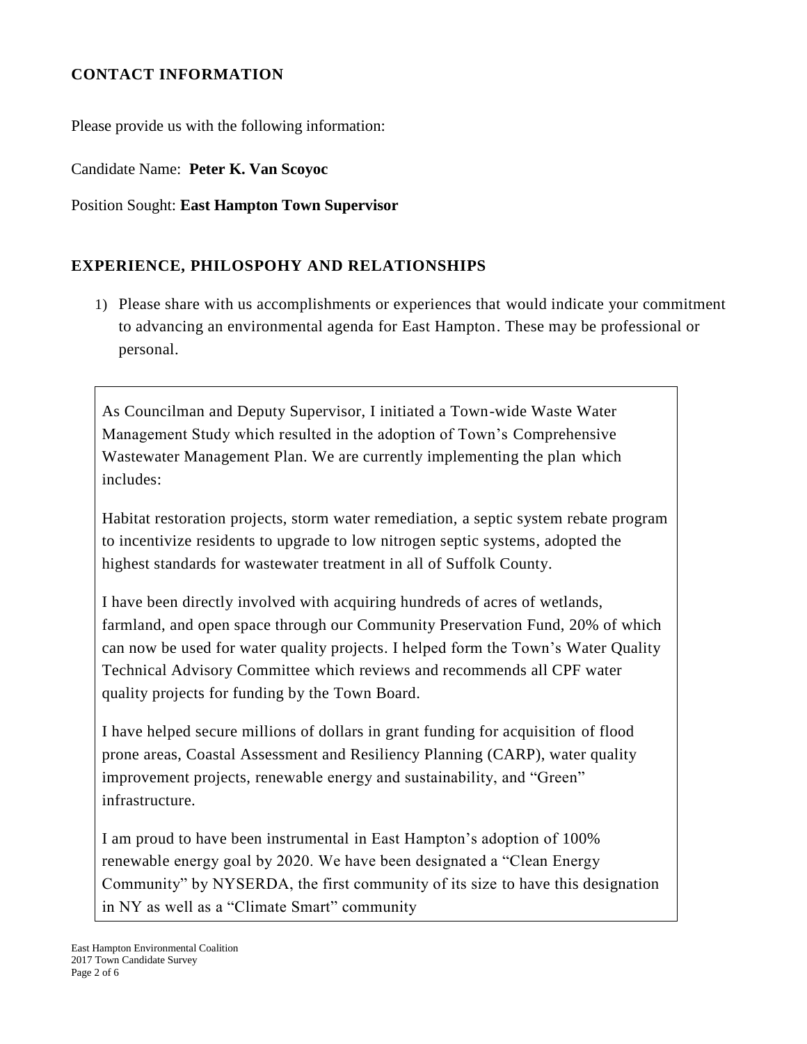## CONTACT INFORMATION

Please provide us with the following information:

Candidate Name: **Peter K. Van Scoyoc**

Position Sought: **East Hampton Town Supervisor**

## EXPERIENCE, PHILOSPOHY AND RELATIONSHIPS

1) Please share with us accomplishments or experiences that would indicate your commitment to advancing an environmental agenda for East Hampton. These may be professional or personal.

As Councilman and Deputy Supervisor, I initiated a Town-wide Waste Water Management Study which resulted in the adoption of Town's Comprehensive Wastewater Management Plan. We are currently implementing the plan which includes:

Habitat restoration projects, storm water remediation, a septic system rebate program to incentivize residents to upgrade to low nitrogen septic systems, adopted the highest standards for wastewater treatment in all of Suffolk County.

I have been directly involved with acquiring hundreds of acres of wetlands, farmland, and open space through our Community Preservation Fund, 20% of which can now be used for water quality projects. I helped form the Town's Water Quality Technical Advisory Committee which reviews and recommends all CPF water quality projects for funding by the Town Board.

I have helped secure millions of dollars in grant funding for acquisition of flood prone areas, Coastal Assessment and Resiliency Planning (CARP), water quality improvement projects, renewable energy and sustainability, and "Green" infrastructure.

I am proud to have been instrumental in East Hampton's adoption of 100% renewable energy goal by 2020. We have been designated a "Clean Energy Community" by NYSERDA, the first community of its size to have this designation in NY as well as a "Climate Smart" community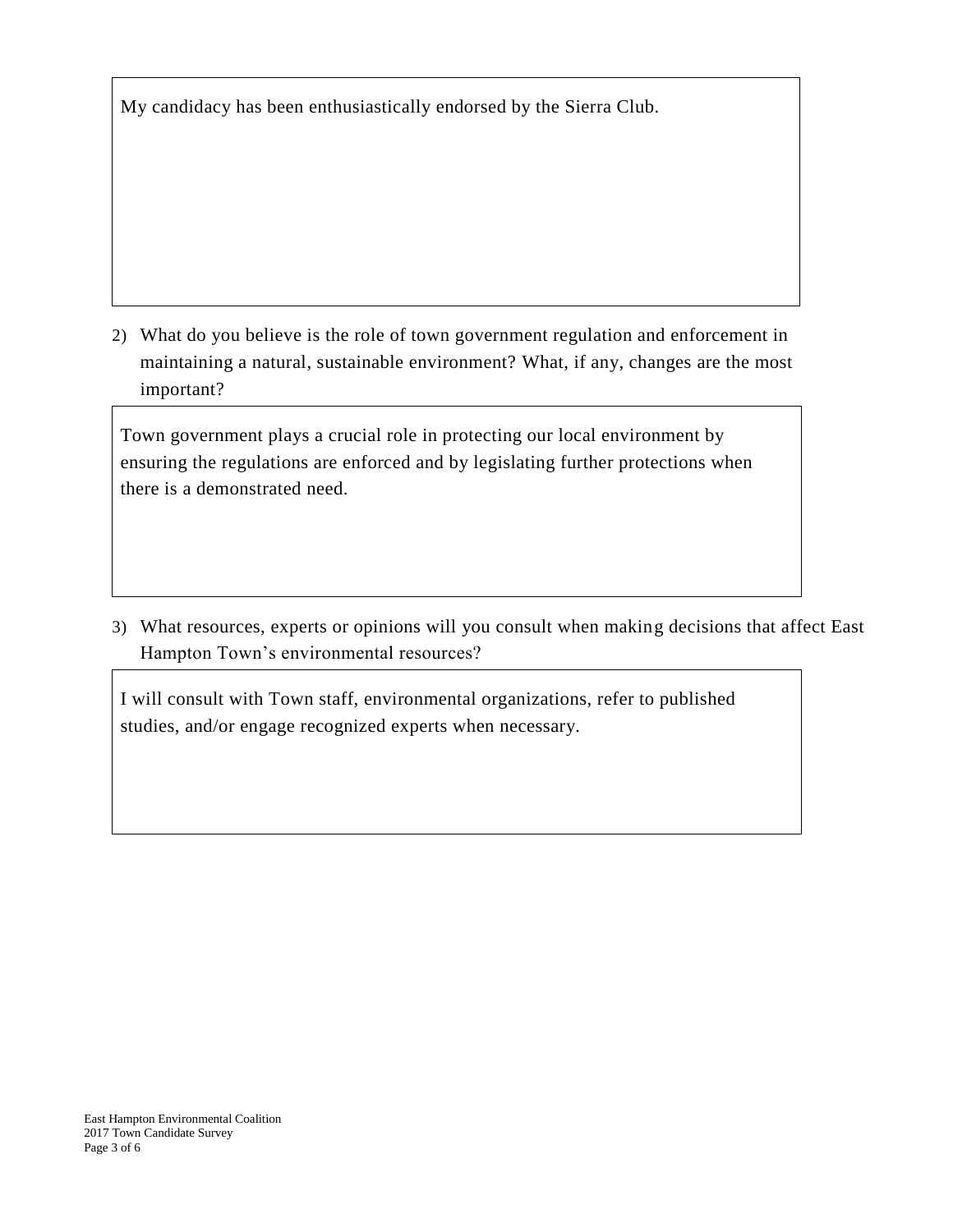My candidacy has been enthusiastically endorsed by the Sierra Club.

2) What do you believe is the role of town government regulation and enforcement in maintaining a natural, sustainable environment? What, if any, changes are the most important?

Town government plays a crucial role in protecting our local environment by ensuring the regulations are enforced and by legislating further protections when there is a demonstrated need.

3) What resources, experts or opinions will you consult when making decisions that affect East Hampton Town's environmental resources?

I will consult with Town staff, environmental organizations, refer to published studies, and/or engage recognized experts when necessary.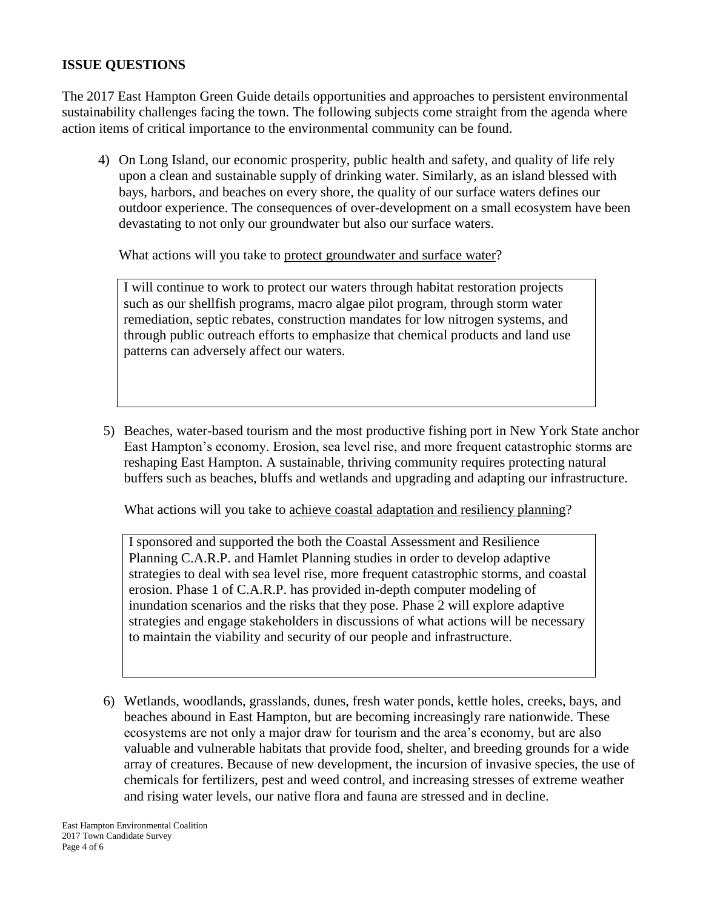## ISSUE QUESTIONS

The 2017 East Hampton Green Guide details opportunities and approaches to persistent environmental sustainability challenges facing the town. The following subjects come straight from the agenda where action items of critical importance to the environmental community can be found.

4) On Long Island, our economic prosperity, public health and safety, and quality of life rely upon a clean and sustainable supply of drinking water. Similarly, as an island blessed with bays, harbors, and beaches on every shore, the quality of our surface waters defines our outdoor experience. The consequences of over-development on a small ecosystem have been devastating to not only our groundwater but also our surface waters.

   What actions will you take to protect groundwater and surface water?

   > I will continue to work to protect our waters through habitat restoration projects such as our shellfish programs, macro algae pilot program, through storm water remediation, septic rebates, construction mandates for low nitrogen systems, and through public outreach efforts to emphasize that chemical products and land use patterns can adversely affect our waters.

5) Beaches, water-based tourism and the most productive fishing port in New York State anchor East Hampton's economy. Erosion, sea level rise, and more frequent catastrophic storms are reshaping East Hampton. A sustainable, thriving community requires protecting natural buffers such as beaches, bluffs and wetlands and upgrading and adapting our infrastructure.

   What actions will you take to achieve coastal adaptation and resiliency planning?

   > I sponsored and supported the both the Coastal Assessment and Resilience Planning C.A.R.P. and Hamlet Planning studies in order to develop adaptive strategies to deal with sea level rise, more frequent catastrophic storms, and coastal erosion. Phase 1 of C.A.R.P. has provided in-depth computer modeling of inundation scenarios and the risks that they pose. Phase 2 will explore adaptive strategies and engage stakeholders in discussions of what actions will be necessary to maintain the viability and security of our people and infrastructure.

6) Wetlands, woodlands, grasslands, dunes, fresh water ponds, kettle holes, creeks, bays, and beaches abound in East Hampton, but are becoming increasingly rare nationwide. These ecosystems are not only a major draw for tourism and the area's economy, but are also valuable and vulnerable habitats that provide food, shelter, and breeding grounds for a wide array of creatures. Because of new development, the incursion of invasive species, the use of chemicals for fertilizers, pest and weed control, and increasing stresses of extreme weather and rising water levels, our native flora and fauna are stressed and in decline.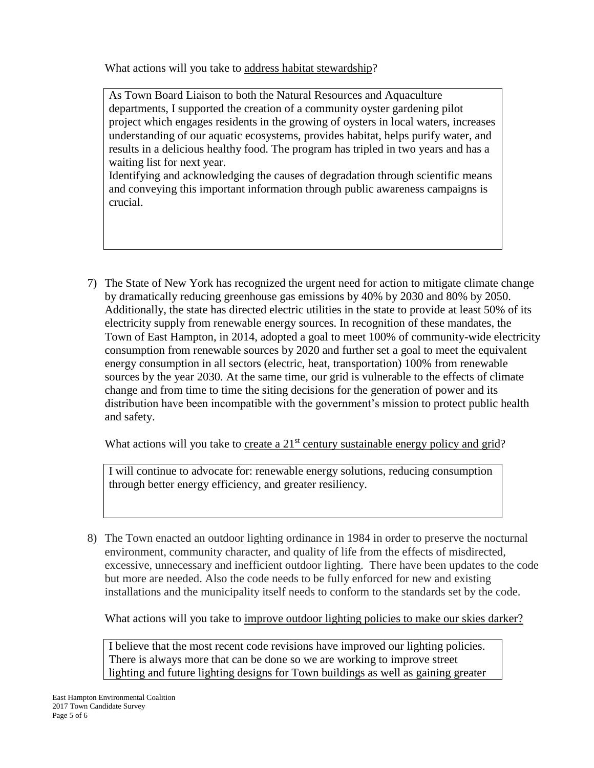What actions will you take to address habitat stewardship?

> As Town Board Liaison to both the Natural Resources and Aquaculture departments, I supported the creation of a community oyster gardening pilot project which engages residents in the growing of oysters in local waters, increases understanding of our aquatic ecosystems, provides habitat, helps purify water, and results in a delicious healthy food. The program has tripled in two years and has a waiting list for next year.
> Identifying and acknowledging the causes of degradation through scientific means and conveying this important information through public awareness campaigns is crucial.

7) The State of New York has recognized the urgent need for action to mitigate climate change by dramatically reducing greenhouse gas emissions by 40% by 2030 and 80% by 2050. Additionally, the state has directed electric utilities in the state to provide at least 50% of its electricity supply from renewable energy sources. In recognition of these mandates, the Town of East Hampton, in 2014, adopted a goal to meet 100% of community-wide electricity consumption from renewable sources by 2020 and further set a goal to meet the equivalent energy consumption in all sectors (electric, heat, transportation) 100% from renewable sources by the year 2030. At the same time, our grid is vulnerable to the effects of climate change and from time to time the siting decisions for the generation of power and its distribution have been incompatible with the government's mission to protect public health and safety.

   What actions will you take to create a 21st century sustainable energy policy and grid?

   > I will continue to advocate for: renewable energy solutions, reducing consumption through better energy efficiency, and greater resiliency.

8) The Town enacted an outdoor lighting ordinance in 1984 in order to preserve the nocturnal environment, community character, and quality of life from the effects of misdirected, excessive, unnecessary and inefficient outdoor lighting. There have been updates to the code but more are needed. Also the code needs to be fully enforced for new and existing installations and the municipality itself needs to conform to the standards set by the code.

   What actions will you take to improve outdoor lighting policies to make our skies darker?

   > I believe that the most recent code revisions have improved our lighting policies. There is always more that can be done so we are working to improve street lighting and future lighting designs for Town buildings as well as gaining greater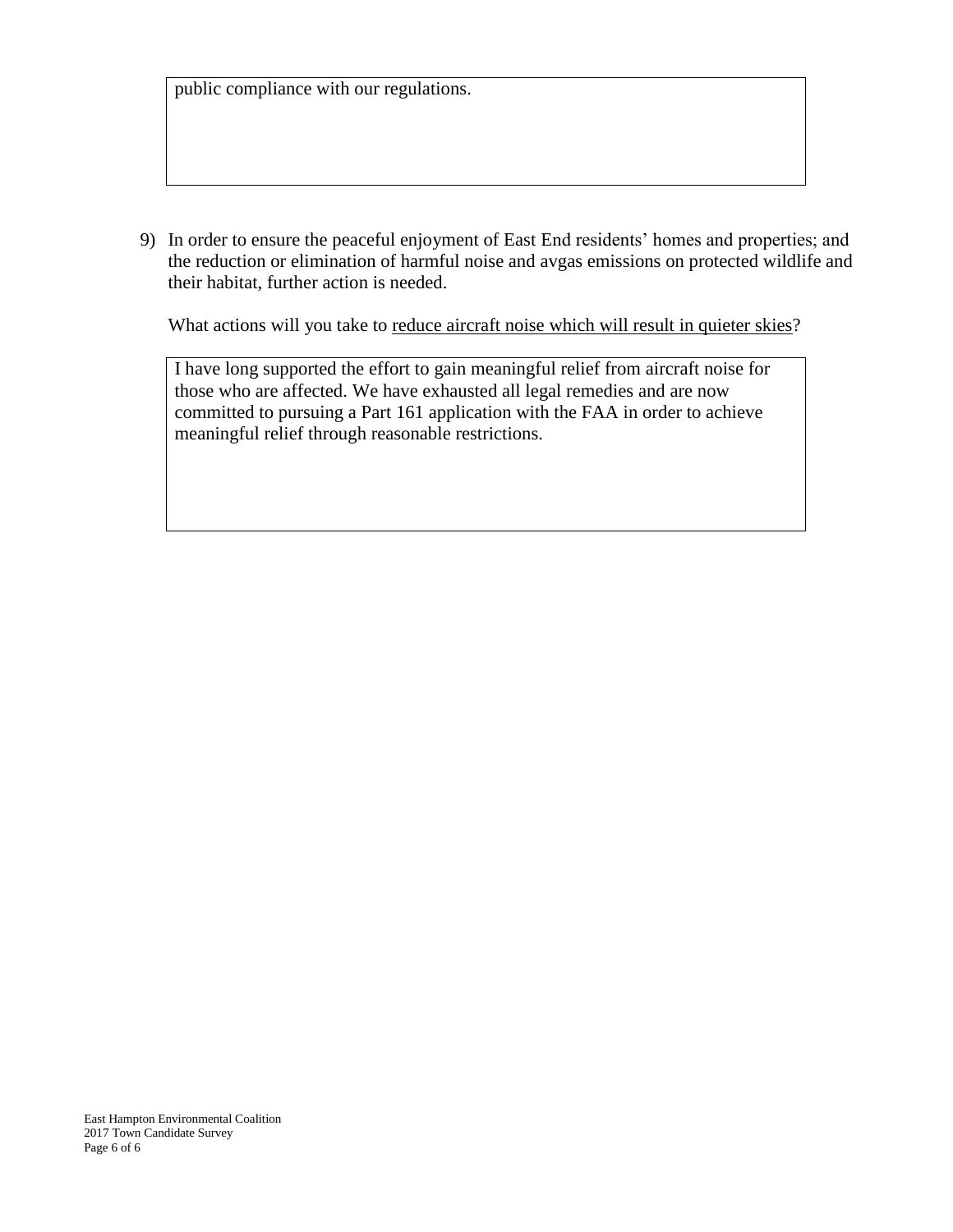public compliance with our regulations.

9) In order to ensure the peaceful enjoyment of East End residents' homes and properties; and the reduction or elimination of harmful noise and avgas emissions on protected wildlife and their habitat, further action is needed.

   What actions will you take to <u>reduce aircraft noise which will result in quieter skies</u>?

   I have long supported the effort to gain meaningful relief from aircraft noise for those who are affected. We have exhausted all legal remedies and are now committed to pursuing a Part 161 application with the FAA in order to achieve meaningful relief through reasonable restrictions.